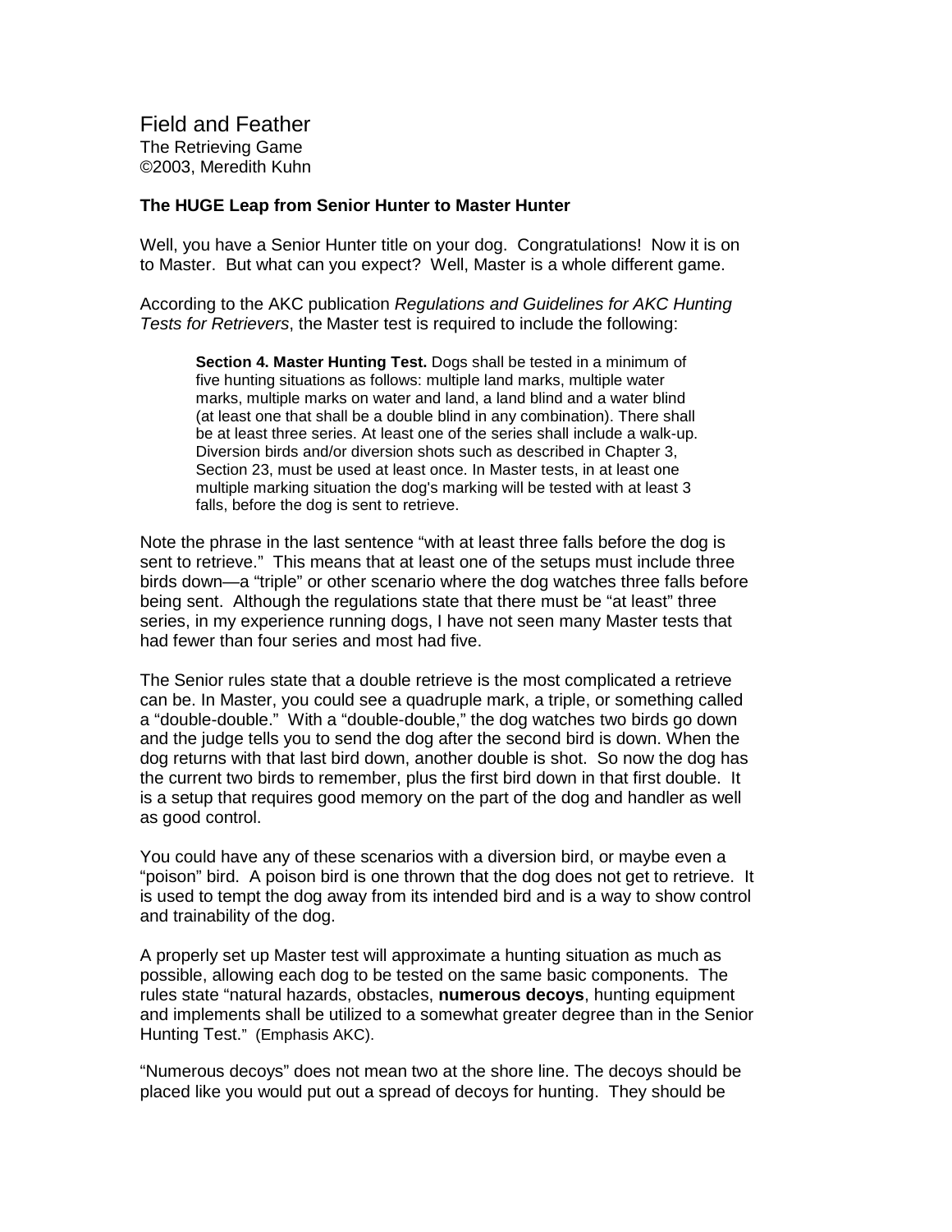# Field and Feather

The Retrieving Game
©2003, Meredith Kuhn

**The HUGE Leap from Senior Hunter to Master Hunter**

Well, you have a Senior Hunter title on your dog. Congratulations! Now it is on to Master. But what can you expect? Well, Master is a whole different game.

According to the AKC publication *Regulations and Guidelines for AKC Hunting Tests for Retrievers*, the Master test is required to include the following:

> **Section 4. Master Hunting Test.** Dogs shall be tested in a minimum of five hunting situations as follows: multiple land marks, multiple water marks, multiple marks on water and land, a land blind and a water blind (at least one that shall be a double blind in any combination). There shall be at least three series. At least one of the series shall include a walk-up. Diversion birds and/or diversion shots such as described in Chapter 3, Section 23, must be used at least once. In Master tests, in at least one multiple marking situation the dog's marking will be tested with at least 3 falls, before the dog is sent to retrieve.

Note the phrase in the last sentence "with at least three falls before the dog is sent to retrieve." This means that at least one of the setups must include three birds down—a "triple" or other scenario where the dog watches three falls before being sent. Although the regulations state that there must be "at least" three series, in my experience running dogs, I have not seen many Master tests that had fewer than four series and most had five.

The Senior rules state that a double retrieve is the most complicated a retrieve can be. In Master, you could see a quadruple mark, a triple, or something called a "double-double." With a "double-double," the dog watches two birds go down and the judge tells you to send the dog after the second bird is down. When the dog returns with that last bird down, another double is shot. So now the dog has the current two birds to remember, plus the first bird down in that first double. It is a setup that requires good memory on the part of the dog and handler as well as good control.

You could have any of these scenarios with a diversion bird, or maybe even a "poison" bird. A poison bird is one thrown that the dog does not get to retrieve. It is used to tempt the dog away from its intended bird and is a way to show control and trainability of the dog.

A properly set up Master test will approximate a hunting situation as much as possible, allowing each dog to be tested on the same basic components. The rules state "natural hazards, obstacles, **numerous decoys**, hunting equipment and implements shall be utilized to a somewhat greater degree than in the Senior Hunting Test." (Emphasis AKC).

"Numerous decoys" does not mean two at the shore line. The decoys should be placed like you would put out a spread of decoys for hunting. They should be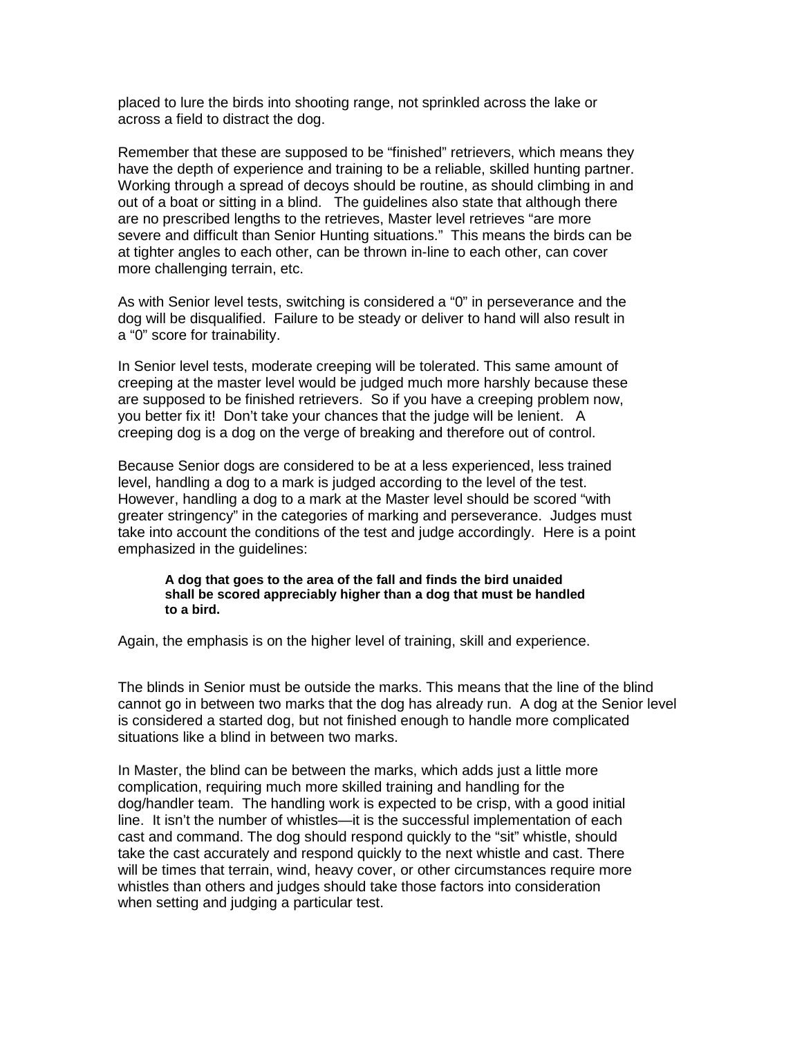placed to lure the birds into shooting range, not sprinkled across the lake or across a field to distract the dog.

Remember that these are supposed to be "finished" retrievers, which means they have the depth of experience and training to be a reliable, skilled hunting partner. Working through a spread of decoys should be routine, as should climbing in and out of a boat or sitting in a blind. The guidelines also state that although there are no prescribed lengths to the retrieves, Master level retrieves "are more severe and difficult than Senior Hunting situations." This means the birds can be at tighter angles to each other, can be thrown in-line to each other, can cover more challenging terrain, etc.

As with Senior level tests, switching is considered a "0" in perseverance and the dog will be disqualified. Failure to be steady or deliver to hand will also result in a "0" score for trainability.

In Senior level tests, moderate creeping will be tolerated. This same amount of creeping at the master level would be judged much more harshly because these are supposed to be finished retrievers. So if you have a creeping problem now, you better fix it! Don't take your chances that the judge will be lenient. A creeping dog is a dog on the verge of breaking and therefore out of control.

Because Senior dogs are considered to be at a less experienced, less trained level, handling a dog to a mark is judged according to the level of the test. However, handling a dog to a mark at the Master level should be scored "with greater stringency" in the categories of marking and perseverance. Judges must take into account the conditions of the test and judge accordingly. Here is a point emphasized in the guidelines:

> **A dog that goes to the area of the fall and finds the bird unaided shall be scored appreciably higher than a dog that must be handled to a bird.**

Again, the emphasis is on the higher level of training, skill and experience.

The blinds in Senior must be outside the marks. This means that the line of the blind cannot go in between two marks that the dog has already run. A dog at the Senior level is considered a started dog, but not finished enough to handle more complicated situations like a blind in between two marks.

In Master, the blind can be between the marks, which adds just a little more complication, requiring much more skilled training and handling for the dog/handler team. The handling work is expected to be crisp, with a good initial line. It isn't the number of whistles—it is the successful implementation of each cast and command. The dog should respond quickly to the "sit" whistle, should take the cast accurately and respond quickly to the next whistle and cast. There will be times that terrain, wind, heavy cover, or other circumstances require more whistles than others and judges should take those factors into consideration when setting and judging a particular test.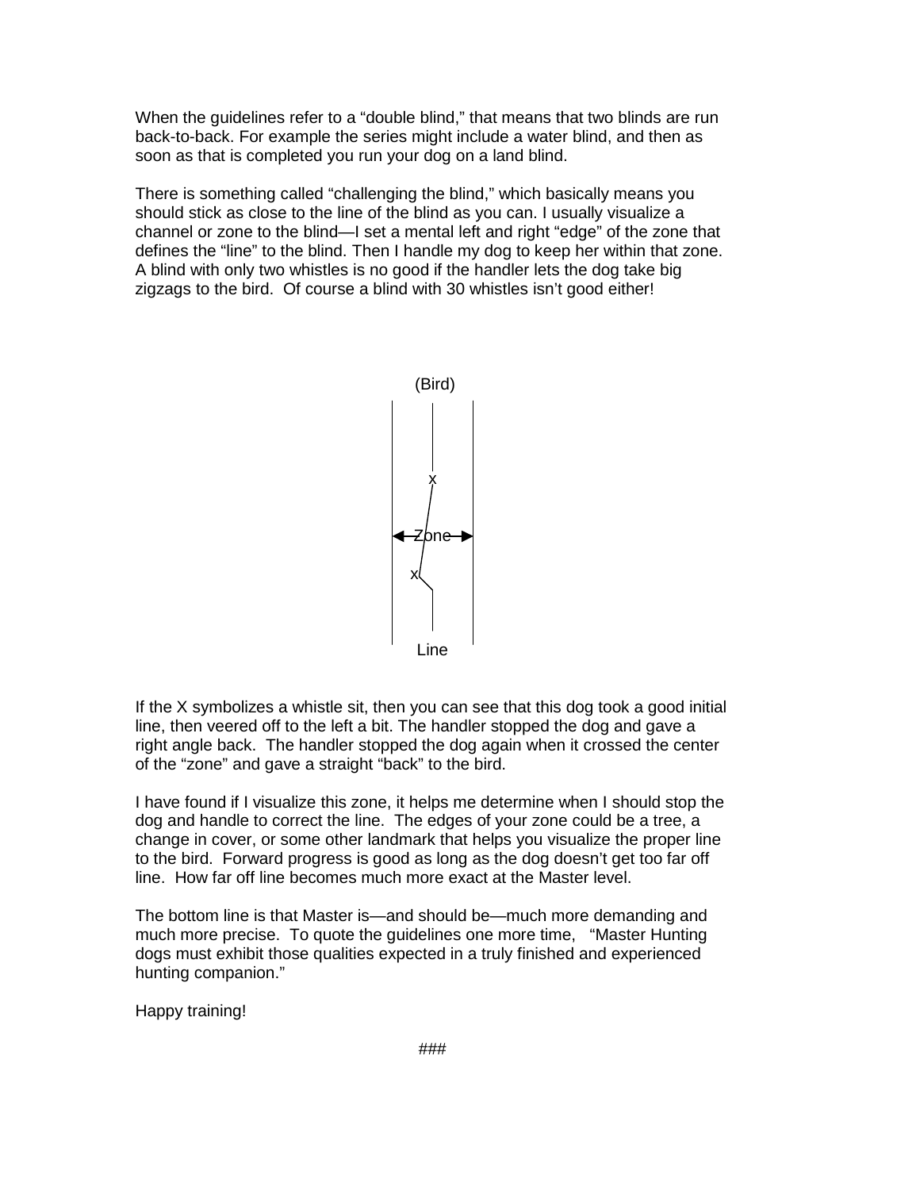When the guidelines refer to a “double blind,” that means that two blinds are run back-to-back. For example the series might include a water blind, and then as soon as that is completed you run your dog on a land blind.

There is something called “challenging the blind,” which basically means you should stick as close to the line of the blind as you can. I usually visualize a channel or zone to the blind—I set a mental left and right “edge” of the zone that defines the “line” to the blind. Then I handle my dog to keep her within that zone. A blind with only two whistles is no good if the handler lets the dog take big zigzags to the bird. Of course a blind with 30 whistles isn’t good either!

(Bird)

x

Zone

x

Line

If the X symbolizes a whistle sit, then you can see that this dog took a good initial line, then veered off to the left a bit. The handler stopped the dog and gave a right angle back. The handler stopped the dog again when it crossed the center of the “zone” and gave a straight “back” to the bird.

I have found if I visualize this zone, it helps me determine when I should stop the dog and handle to correct the line. The edges of your zone could be a tree, a change in cover, or some other landmark that helps you visualize the proper line to the bird. Forward progress is good as long as the dog doesn’t get too far off line. How far off line becomes much more exact at the Master level.

The bottom line is that Master is—and should be—much more demanding and much more precise. To quote the guidelines one more time, “Master Hunting dogs must exhibit those qualities expected in a truly finished and experienced hunting companion.”

Happy training!

###